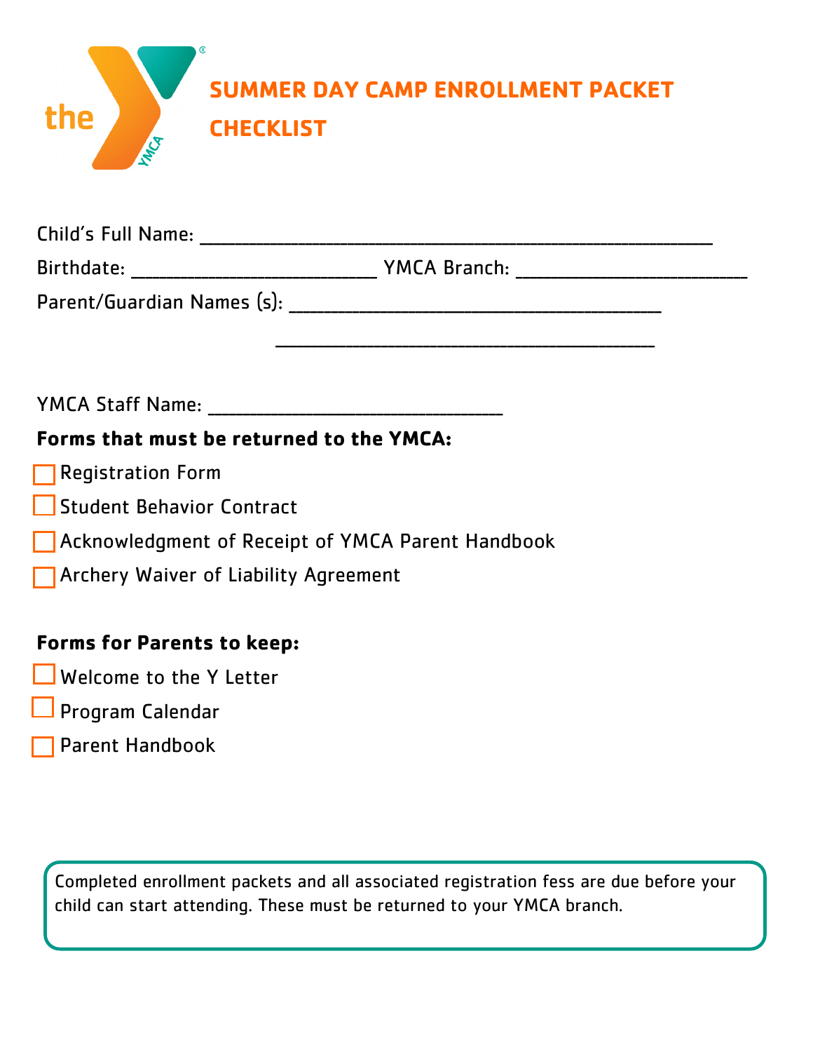# SUMMER DAY CAMP ENROLLMENT PACKET CHECKLIST

Child's Full Name: ________________________________________________

Birthdate: ______________________ YMCA Branch: _____________________

Parent/Guardian Names (s): __________________________________

__________________________________

YMCA Staff Name: ___________________________

**Forms that must be returned to the YMCA:**

- ☐ Registration Form
- ☐ Student Behavior Contract
- ☐ Acknowledgment of Receipt of YMCA Parent Handbook
- ☐ Archery Waiver of Liability Agreement

**Forms for Parents to keep:**

- ☐ Welcome to the Y Letter
- ☐ Program Calendar
- ☐ Parent Handbook

Completed enrollment packets and all associated registration fess are due before your child can start attending. These must be returned to your YMCA branch.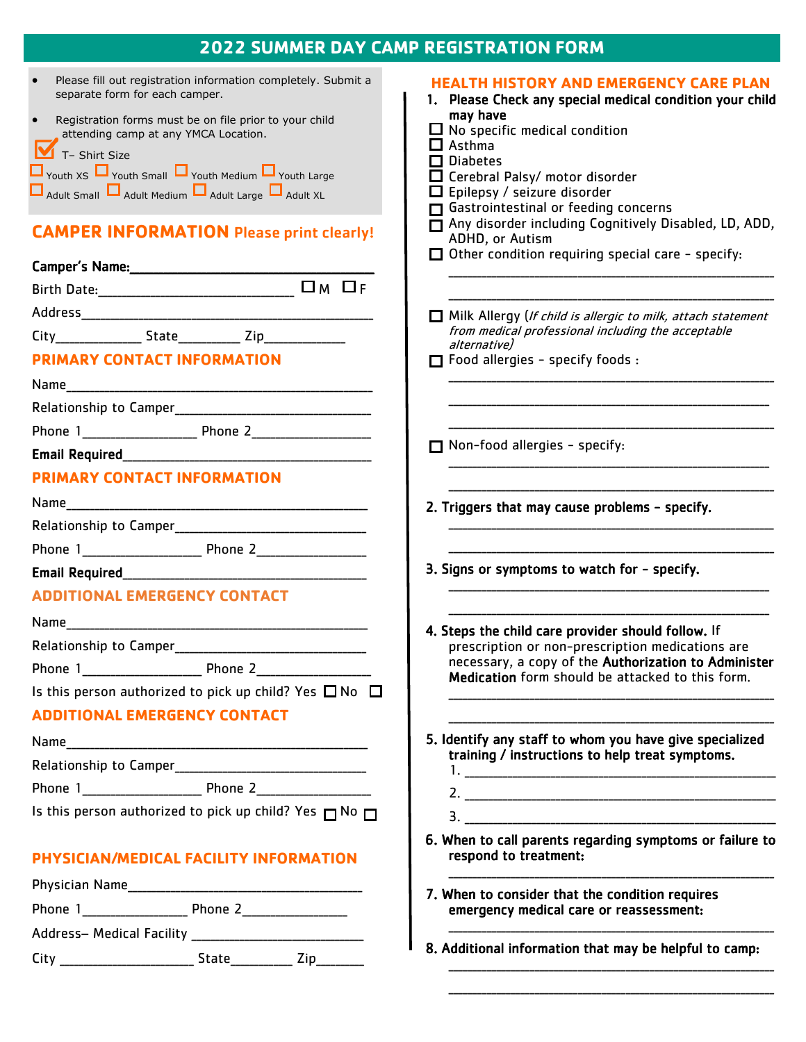# 2022 SUMMER DAY CAMP REGISTRATION FORM

- Please fill out registration information completely. Submit a separate form for each camper.
- Registration forms must be on file prior to your child attending camp at any YMCA Location.

☑ T– Shirt Size

☐ Youth XS ☐ Youth Small ☐ Youth Medium ☐ Youth Large
☐ Adult Small ☐ Adult Medium ☐ Adult Large ☐ Adult XL

## CAMPER INFORMATION Please print clearly!

**Camper's Name:**___________________________________

Birth Date:____________________________ ☐ M ☐ F

Address___________________________________________

City____________ State_________ Zip___________

## PRIMARY CONTACT INFORMATION

Name_____________________________________________

Relationship to Camper___________________________

Phone 1________________ Phone 2________________

**Email Required**______________________________________

## PRIMARY CONTACT INFORMATION

Name_____________________________________________

Relationship to Camper___________________________

Phone 1________________ Phone 2________________

**Email Required**______________________________________

## ADDITIONAL EMERGENCY CONTACT

Name_____________________________________________

Relationship to Camper___________________________

Phone 1________________ Phone 2________________

Is this person authorized to pick up child? Yes ☐ No ☐

## ADDITIONAL EMERGENCY CONTACT

Name_____________________________________________

Relationship to Camper___________________________

Phone 1________________ Phone 2________________

Is this person authorized to pick up child? Yes ☐ No ☐

## PHYSICIAN/MEDICAL FACILITY INFORMATION

Physician Name__________________________________

Phone 1_______________ Phone 2_______________

Address– Medical Facility _______________________

City ___________________ State_________ Zip_______

## HEALTH HISTORY AND EMERGENCY CARE PLAN

1. **Please Check any special medical condition your child may have**

☐ No specific medical condition
☐ Asthma
☐ Diabetes
☐ Cerebral Palsy/ motor disorder
☐ Epilepsy / seizure disorder
☐ Gastrointestinal or feeding concerns
☐ Any disorder including Cognitively Disabled, LD, ADD, ADHD, or Autism
☐ Other condition requiring special care - specify:
_______________________________________________
_______________________________________________

☐ Milk Allergy (*If child is allergic to milk, attach statement from medical professional including the acceptable alternative*)

☐ Food allergies - specify foods :
_______________________________________________
_______________________________________________
_______________________________________________

☐ Non-food allergies - specify:
_______________________________________________
_______________________________________________

2. **Triggers that may cause problems - specify.**
_______________________________________________
_______________________________________________

3. **Signs or symptoms to watch for - specify.**
_______________________________________________
_______________________________________________

4. **Steps the child care provider should follow.** If prescription or non-prescription medications are necessary, a copy of the **Authorization to Administer Medication** form should be attacked to this form.
_______________________________________________
_______________________________________________

5. **Identify any staff to whom you have give specialized training / instructions to help treat symptoms.**
   1. _____________________________________________
   2. _____________________________________________
   3. _____________________________________________

6. **When to call parents regarding symptoms or failure to respond to treatment:**
_______________________________________________

7. **When to consider that the condition requires emergency medical care or reassessment:**
_______________________________________________

8. **Additional information that may be helpful to camp:**
_______________________________________________
_______________________________________________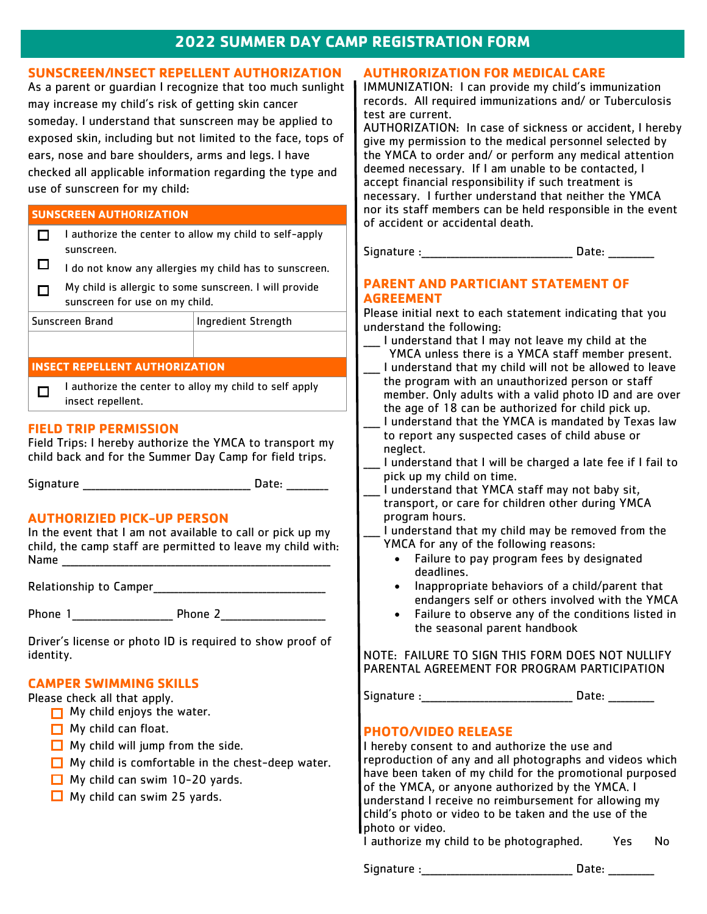# 2022 SUMMER DAY CAMP REGISTRATION FORM

## SUNSCREEN/INSECT REPELLENT AUTHORIZATION

As a parent or guardian I recognize that too much sunlight may increase my child's risk of getting skin cancer someday. I understand that sunscreen may be applied to exposed skin, including but not limited to the face, tops of ears, nose and bare shoulders, arms and legs. I have checked all applicable information regarding the type and use of sunscreen for my child:

| SUNSCREEN AUTHORIZATION | |
|---|---|
| ☐ I authorize the center to allow my child to self-apply sunscreen. | |
| ☐ I do not know any allergies my child has to sunscreen. | |
| ☐ My child is allergic to some sunscreen. I will provide sunscreen for use on my child. | |
| Sunscreen Brand | Ingredient Strength |
| | |
| **INSECT REPELLENT AUTHORIZATION** | |
| ☐ I authorize the center to alloy my child to self apply insect repellent. | |

## FIELD TRIP PERMISSION

Field Trips: I hereby authorize the YMCA to transport my child back and for the Summer Day Camp for field trips.

Signature ___________________________ Date: _______

## AUTHORIZIED PICK-UP PERSON

In the event that I am not available to call or pick up my child, the camp staff are permitted to leave my child with:

Name ___________________________________________

Relationship to Camper_____________________________

Phone 1________________ Phone 2________________

Driver's license or photo ID is required to show proof of identity.

## CAMPER SWIMMING SKILLS

Please check all that apply.

- ☐ My child enjoys the water.
- ☐ My child can float.
- ☐ My child will jump from the side.
- ☐ My child is comfortable in the chest-deep water.
- ☐ My child can swim 10-20 yards.
- ☐ My child can swim 25 yards.

## AUTHRORIZATION FOR MEDICAL CARE

IMMUNIZATION: I can provide my child's immunization records. All required immunizations and/ or Tuberculosis test are current.

AUTHORIZATION: In case of sickness or accident, I hereby give my permission to the medical personnel selected by the YMCA to order and/ or perform any medical attention deemed necessary. If I am unable to be contacted, I accept financial responsibility if such treatment is necessary. I further understand that neither the YMCA nor its staff members can be held responsible in the event of accident or accidental death.

Signature :________________________ Date: _______

## PARENT AND PARTICIANT STATEMENT OF AGREEMENT

Please initial next to each statement indicating that you understand the following:

___ I understand that I may not leave my child at the YMCA unless there is a YMCA staff member present.

___ I understand that my child will not be allowed to leave the program with an unauthorized person or staff member. Only adults with a valid photo ID and are over the age of 18 can be authorized for child pick up.

___ I understand that the YMCA is mandated by Texas law to report any suspected cases of child abuse or neglect.

___ I understand that I will be charged a late fee if I fail to pick up my child on time.

___ I understand that YMCA staff may not baby sit, transport, or care for children other during YMCA program hours.

___ I understand that my child may be removed from the YMCA for any of the following reasons:

- Failure to pay program fees by designated deadlines.
- Inappropriate behaviors of a child/parent that endangers self or others involved with the YMCA
- Failure to observe any of the conditions listed in the seasonal parent handbook

NOTE: FAILURE TO SIGN THIS FORM DOES NOT NULLIFY PARENTAL AGREEMENT FOR PROGRAM PARTICIPATION

Signature :________________________ Date: _______

## PHOTO/VIDEO RELEASE

I hereby consent to and authorize the use and reproduction of any and all photographs and videos which have been taken of my child for the promotional purposed of the YMCA, or anyone authorized by the YMCA. I understand I receive no reimbursement for allowing my child's photo or video to be taken and the use of the photo or video.

I authorize my child to be photographed. Yes No

Signature :________________________ Date: _______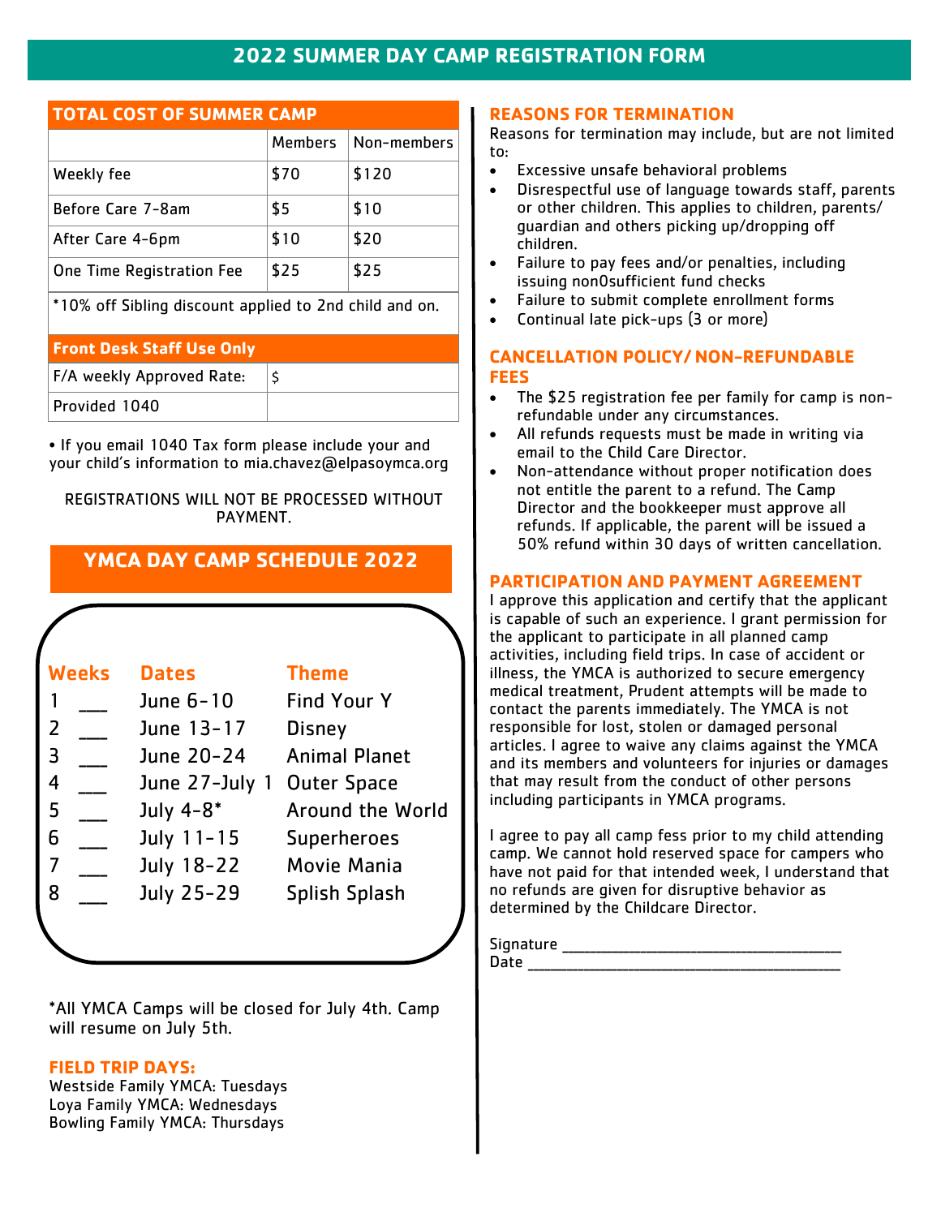# 2022 SUMMER DAY CAMP REGISTRATION FORM

## TOTAL COST OF SUMMER CAMP

| | Members | Non-members |
|---|---|---|
| Weekly fee | $70 | $120 |
| Before Care 7-8am | $5 | $10 |
| After Care 4-6pm | $10 | $20 |
| One Time Registration Fee | $25 | $25 |

*10% off Sibling discount applied to 2nd child and on.

| Front Desk Staff Use Only | |
|---|---|
| F/A weekly Approved Rate: | $ |
| Provided 1040 | |

• If you email 1040 Tax form please include your and your child's information to mia.chavez@elpasoymca.org

REGISTRATIONS WILL NOT BE PROCESSED WITHOUT PAYMENT.

## YMCA DAY CAMP SCHEDULE 2022

| Weeks | | Dates | Theme |
|---|---|---|---|
| 1 | ___ | June 6-10 | Find Your Y |
| 2 | ___ | June 13-17 | Disney |
| 3 | ___ | June 20-24 | Animal Planet |
| 4 | ___ | June 27-July 1 | Outer Space |
| 5 | ___ | July 4-8* | Around the World |
| 6 | ___ | July 11-15 | Superheroes |
| 7 | ___ | July 18-22 | Movie Mania |
| 8 | ___ | July 25-29 | Splish Splash |

*All YMCA Camps will be closed for July 4th. Camp will resume on July 5th.

### FIELD TRIP DAYS:

Westside Family YMCA: Tuesdays
Loya Family YMCA: Wednesdays
Bowling Family YMCA: Thursdays

### REASONS FOR TERMINATION

Reasons for termination may include, but are not limited to:

- Excessive unsafe behavioral problems
- Disrespectful use of language towards staff, parents or other children. This applies to children, parents/ guardian and others picking up/dropping off children.
- Failure to pay fees and/or penalties, including issuing non0sufficient fund checks
- Failure to submit complete enrollment forms
- Continual late pick-ups (3 or more)

### CANCELLATION POLICY/ NON-REFUNDABLE FEES

- The $25 registration fee per family for camp is non-refundable under any circumstances.
- All refunds requests must be made in writing via email to the Child Care Director.
- Non-attendance without proper notification does not entitle the parent to a refund. The Camp Director and the bookkeeper must approve all refunds. If applicable, the parent will be issued a 50% refund within 30 days of written cancellation.

### PARTICIPATION AND PAYMENT AGREEMENT

I approve this application and certify that the applicant is capable of such an experience. I grant permission for the applicant to participate in all planned camp activities, including field trips. In case of accident or illness, the YMCA is authorized to secure emergency medical treatment, Prudent attempts will be made to contact the parents immediately. The YMCA is not responsible for lost, stolen or damaged personal articles. I agree to waive any claims against the YMCA and its members and volunteers for injuries or damages that may result from the conduct of other persons including participants in YMCA programs.

I agree to pay all camp fess prior to my child attending camp. We cannot hold reserved space for campers who have not paid for that intended week, I understand that no refunds are given for disruptive behavior as determined by the Childcare Director.

Signature ___________________________________
Date ________________________________________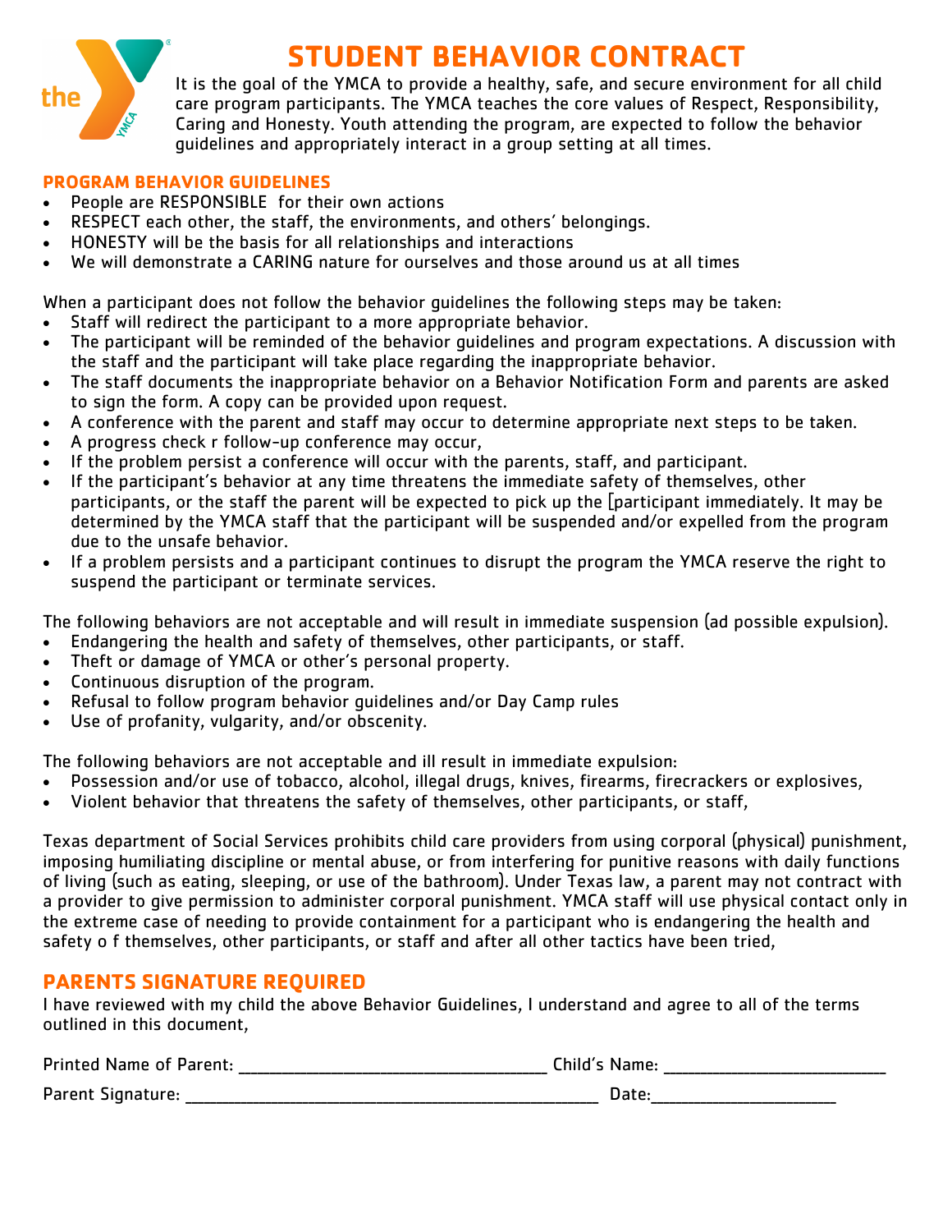# STUDENT BEHAVIOR CONTRACT

It is the goal of the YMCA to provide a healthy, safe, and secure environment for all child care program participants. The YMCA teaches the core values of Respect, Responsibility, Caring and Honesty. Youth attending the program, are expected to follow the behavior guidelines and appropriately interact in a group setting at all times.

## PROGRAM BEHAVIOR GUIDELINES

- People are RESPONSIBLE for their own actions
- RESPECT each other, the staff, the environments, and others' belongings.
- HONESTY will be the basis for all relationships and interactions
- We will demonstrate a CARING nature for ourselves and those around us at all times

When a participant does not follow the behavior guidelines the following steps may be taken:

- Staff will redirect the participant to a more appropriate behavior.
- The participant will be reminded of the behavior guidelines and program expectations. A discussion with the staff and the participant will take place regarding the inappropriate behavior.
- The staff documents the inappropriate behavior on a Behavior Notification Form and parents are asked to sign the form. A copy can be provided upon request.
- A conference with the parent and staff may occur to determine appropriate next steps to be taken.
- A progress check r follow-up conference may occur,
- If the problem persist a conference will occur with the parents, staff, and participant.
- If the participant's behavior at any time threatens the immediate safety of themselves, other participants, or the staff the parent will be expected to pick up the [participant immediately. It may be determined by the YMCA staff that the participant will be suspended and/or expelled from the program due to the unsafe behavior.
- If a problem persists and a participant continues to disrupt the program the YMCA reserve the right to suspend the participant or terminate services.

The following behaviors are not acceptable and will result in immediate suspension (ad possible expulsion).

- Endangering the health and safety of themselves, other participants, or staff.
- Theft or damage of YMCA or other's personal property.
- Continuous disruption of the program.
- Refusal to follow program behavior guidelines and/or Day Camp rules
- Use of profanity, vulgarity, and/or obscenity.

The following behaviors are not acceptable and ill result in immediate expulsion:

- Possession and/or use of tobacco, alcohol, illegal drugs, knives, firearms, firecrackers or explosives,
- Violent behavior that threatens the safety of themselves, other participants, or staff,

Texas department of Social Services prohibits child care providers from using corporal (physical) punishment, imposing humiliating discipline or mental abuse, or from interfering for punitive reasons with daily functions of living (such as eating, sleeping, or use of the bathroom). Under Texas law, a parent may not contract with a provider to give permission to administer corporal punishment. YMCA staff will use physical contact only in the extreme case of needing to provide containment for a participant who is endangering the health and safety o f themselves, other participants, or staff and after all other tactics have been tried,

## PARENTS SIGNATURE REQUIRED

I have reviewed with my child the above Behavior Guidelines, I understand and agree to all of the terms outlined in this document,

Printed Name of Parent: ___________________________________ Child's Name: _________________________

Parent Signature: ________________________________________________ Date:_____________________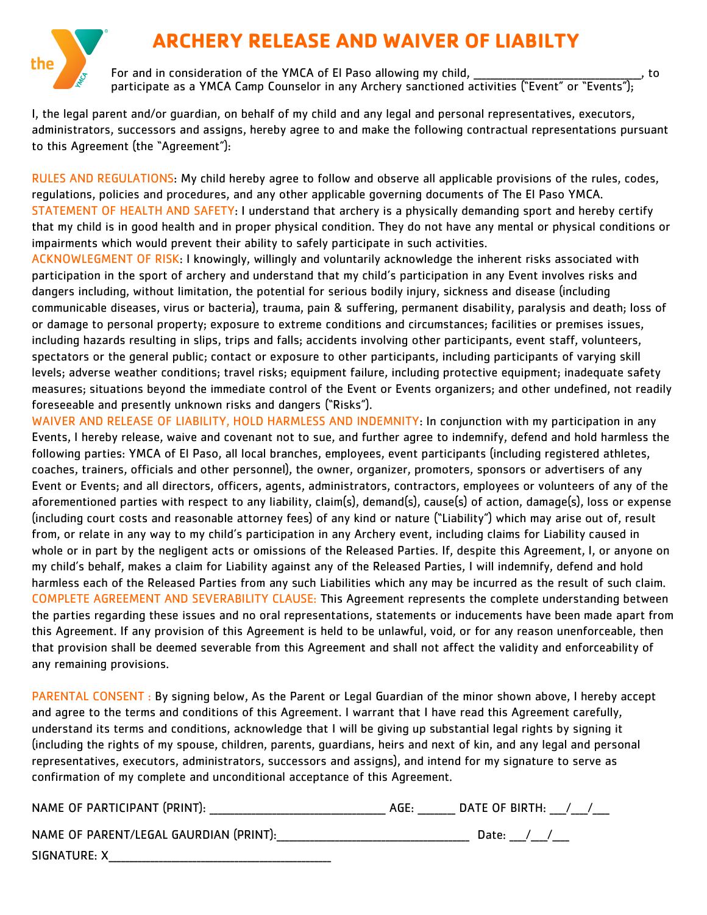# ARCHERY RELEASE AND WAIVER OF LIABILTY

For and in consideration of the YMCA of El Paso allowing my child, ___________________________, to participate as a YMCA Camp Counselor in any Archery sanctioned activities ("Event" or "Events");

I, the legal parent and/or guardian, on behalf of my child and any legal and personal representatives, executors, administrators, successors and assigns, hereby agree to and make the following contractual representations pursuant to this Agreement (the "Agreement"):

RULES AND REGULATIONS: My child hereby agree to follow and observe all applicable provisions of the rules, codes, regulations, policies and procedures, and any other applicable governing documents of The El Paso YMCA.
STATEMENT OF HEALTH AND SAFETY: I understand that archery is a physically demanding sport and hereby certify that my child is in good health and in proper physical condition. They do not have any mental or physical conditions or impairments which would prevent their ability to safely participate in such activities.
ACKNOWLEGMENT OF RISK: I knowingly, willingly and voluntarily acknowledge the inherent risks associated with participation in the sport of archery and understand that my child's participation in any Event involves risks and dangers including, without limitation, the potential for serious bodily injury, sickness and disease (including communicable diseases, virus or bacteria), trauma, pain & suffering, permanent disability, paralysis and death; loss of or damage to personal property; exposure to extreme conditions and circumstances; facilities or premises issues, including hazards resulting in slips, trips and falls; accidents involving other participants, event staff, volunteers, spectators or the general public; contact or exposure to other participants, including participants of varying skill levels; adverse weather conditions; travel risks; equipment failure, including protective equipment; inadequate safety measures; situations beyond the immediate control of the Event or Events organizers; and other undefined, not readily foreseeable and presently unknown risks and dangers ("Risks").
WAIVER AND RELEASE OF LIABILITY, HOLD HARMLESS AND INDEMNITY: In conjunction with my participation in any Events, I hereby release, waive and covenant not to sue, and further agree to indemnify, defend and hold harmless the following parties: YMCA of El Paso, all local branches, employees, event participants (including registered athletes, coaches, trainers, officials and other personnel), the owner, organizer, promoters, sponsors or advertisers of any Event or Events; and all directors, officers, agents, administrators, contractors, employees or volunteers of any of the aforementioned parties with respect to any liability, claim(s), demand(s), cause(s) of action, damage(s), loss or expense (including court costs and reasonable attorney fees) of any kind or nature ("Liability") which may arise out of, result from, or relate in any way to my child's participation in any Archery event, including claims for Liability caused in whole or in part by the negligent acts or omissions of the Released Parties. If, despite this Agreement, I, or anyone on my child's behalf, makes a claim for Liability against any of the Released Parties, I will indemnify, defend and hold harmless each of the Released Parties from any such Liabilities which any may be incurred as the result of such claim.
COMPLETE AGREEMENT AND SEVERABILITY CLAUSE: This Agreement represents the complete understanding between the parties regarding these issues and no oral representations, statements or inducements have been made apart from this Agreement. If any provision of this Agreement is held to be unlawful, void, or for any reason unenforceable, then that provision shall be deemed severable from this Agreement and shall not affect the validity and enforceability of any remaining provisions.

PARENTAL CONSENT : By signing below, As the Parent or Legal Guardian of the minor shown above, I hereby accept and agree to the terms and conditions of this Agreement. I warrant that I have read this Agreement carefully, understand its terms and conditions, acknowledge that I will be giving up substantial legal rights by signing it (including the rights of my spouse, children, parents, guardians, heirs and next of kin, and any legal and personal representatives, executors, administrators, successors and assigns), and intend for my signature to serve as confirmation of my complete and unconditional acceptance of this Agreement.

NAME OF PARTICIPANT (PRINT): ____________________________ AGE: ______ DATE OF BIRTH: ___/___/___

NAME OF PARENT/LEGAL GAURDIAN (PRINT):_______________________________ Date: ___/___/___

SIGNATURE: X____________________________________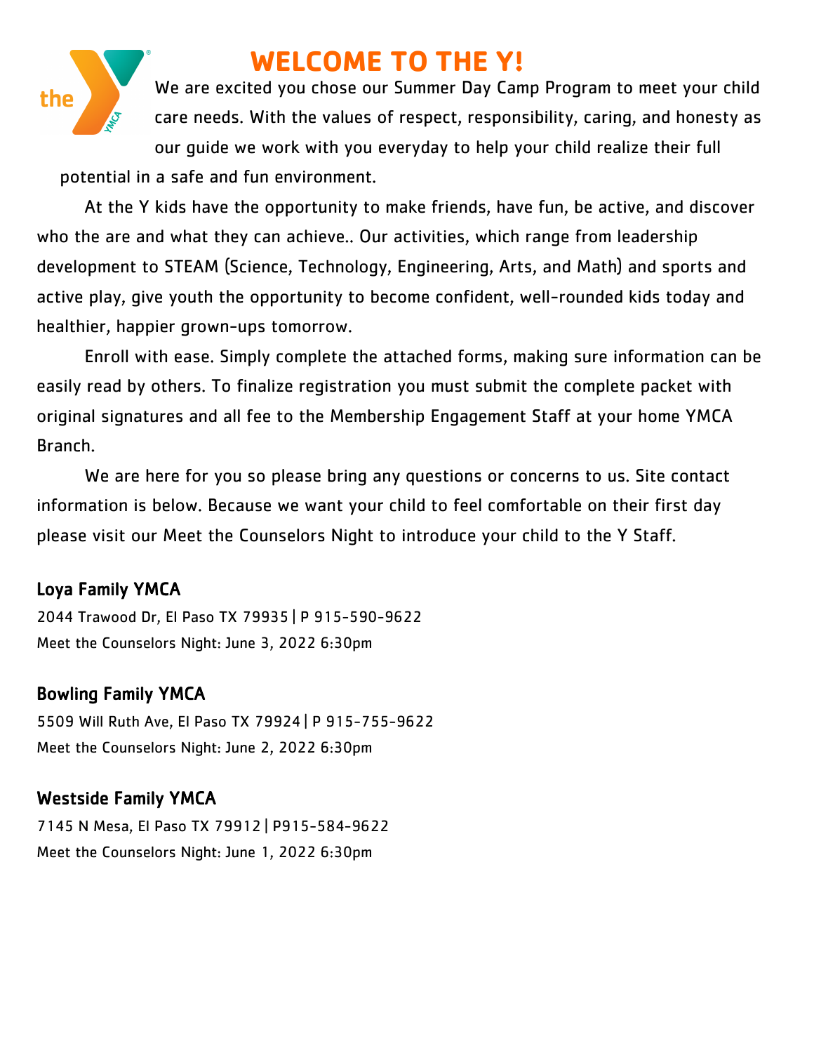# WELCOME TO THE Y!

We are excited you chose our Summer Day Camp Program to meet your child care needs. With the values of respect, responsibility, caring, and honesty as our guide we work with you everyday to help your child realize their full potential in a safe and fun environment.

At the Y kids have the opportunity to make friends, have fun, be active, and discover who the are and what they can achieve.. Our activities, which range from leadership development to STEAM (Science, Technology, Engineering, Arts, and Math) and sports and active play, give youth the opportunity to become confident, well-rounded kids today and healthier, happier grown-ups tomorrow.

Enroll with ease. Simply complete the attached forms, making sure information can be easily read by others. To finalize registration you must submit the complete packet with original signatures and all fee to the Membership Engagement Staff at your home YMCA Branch.

We are here for you so please bring any questions or concerns to us. Site contact information is below. Because we want your child to feel comfortable on their first day please visit our Meet the Counselors Night to introduce your child to the Y Staff.

### Loya Family YMCA

2044 Trawood Dr, El Paso TX 79935 | P 915-590-9622
Meet the Counselors Night: June 3, 2022 6:30pm

### Bowling Family YMCA

5509 Will Ruth Ave, El Paso TX 79924 | P 915-755-9622
Meet the Counselors Night: June 2, 2022 6:30pm

### Westside Family YMCA

7145 N Mesa, El Paso TX 79912 | P915-584-9622
Meet the Counselors Night: June 1, 2022 6:30pm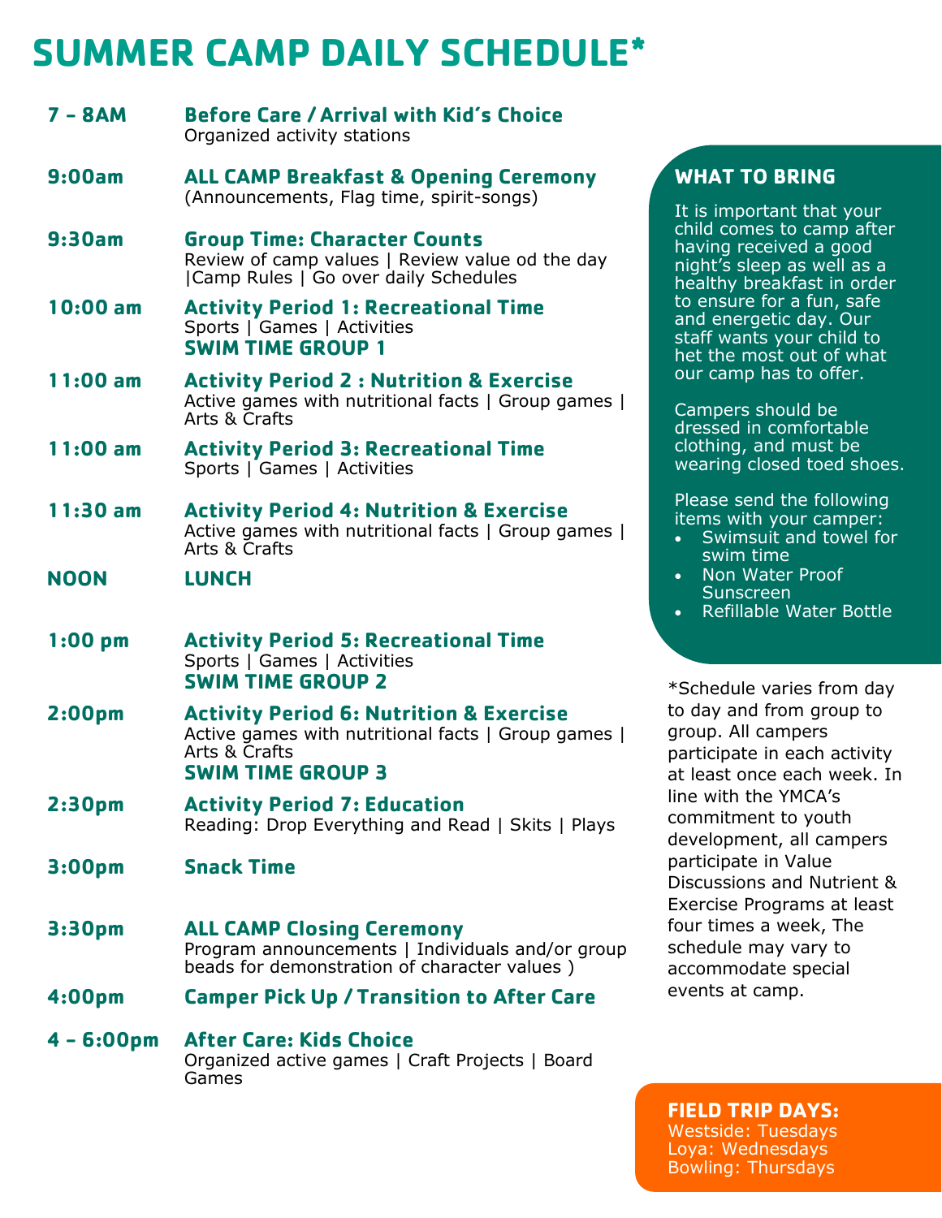# SUMMER CAMP DAILY SCHEDULE*

**7 – 8AM** — **Before Care / Arrival with Kid's Choice**
Organized activity stations

**9:00am** — **ALL CAMP Breakfast & Opening Ceremony**
(Announcements, Flag time, spirit-songs)

**9:30am** — **Group Time: Character Counts**
Review of camp values | Review value od the day |Camp Rules | Go over daily Schedules

**10:00 am** — **Activity Period 1: Recreational Time**
Sports | Games | Activities
**SWIM TIME GROUP 1**

**11:00 am** — **Activity Period 2 : Nutrition & Exercise**
Active games with nutritional facts | Group games | Arts & Crafts

**11:00 am** — **Activity Period 3: Recreational Time**
Sports | Games | Activities

**11:30 am** — **Activity Period 4: Nutrition & Exercise**
Active games with nutritional facts | Group games | Arts & Crafts

**NOON** — **LUNCH**

**1:00 pm** — **Activity Period 5: Recreational Time**
Sports | Games | Activities
**SWIM TIME GROUP 2**

**2:00pm** — **Activity Period 6: Nutrition & Exercise**
Active games with nutritional facts | Group games | Arts & Crafts
**SWIM TIME GROUP 3**

**2:30pm** — **Activity Period 7: Education**
Reading: Drop Everything and Read | Skits | Plays

**3:00pm** — **Snack Time**

**3:30pm** — **ALL CAMP Closing Ceremony**
Program announcements | Individuals and/or group beads for demonstration of character values )

**4:00pm** — **Camper Pick Up / Transition to After Care**

**4 – 6:00pm** — **After Care: Kids Choice**
Organized active games | Craft Projects | Board Games

## WHAT TO BRING

It is important that your child comes to camp after having received a good night's sleep as well as a healthy breakfast in order to ensure for a fun, safe and energetic day. Our staff wants your child to het the most out of what our camp has to offer.

Campers should be dressed in comfortable clothing, and must be wearing closed toed shoes.

Please send the following items with your camper:

- Swimsuit and towel for swim time
- Non Water Proof Sunscreen
- Refillable Water Bottle

*Schedule varies from day to day and from group to group. All campers participate in each activity at least once each week. In line with the YMCA's commitment to youth development, all campers participate in Value Discussions and Nutrient & Exercise Programs at least four times a week, The schedule may vary to accommodate special events at camp.

## FIELD TRIP DAYS:

Westside: Tuesdays
Loya: Wednesdays
Bowling: Thursdays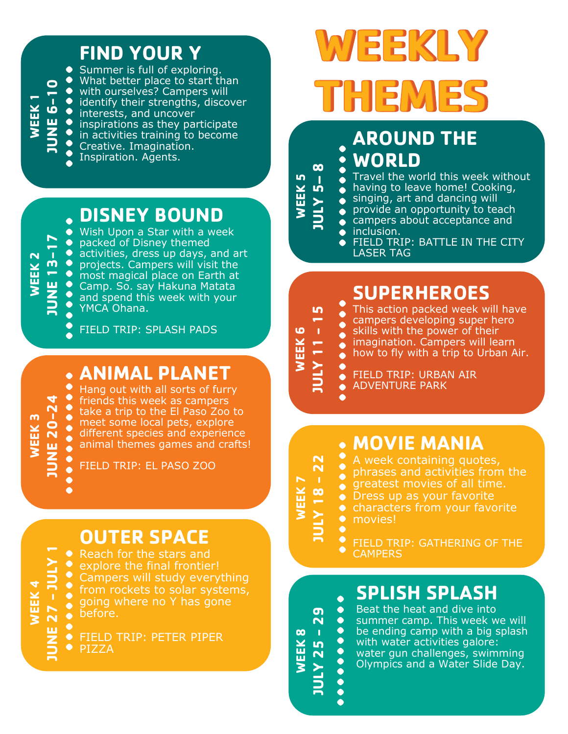# WEEKLY THEMES

## FIND YOUR Y

**WEEK 1**
**JUNE 6–10**

Summer is full of exploring. What better place to start than with ourselves? Campers will identify their strengths, discover interests, and uncover inspirations as they participate in activities training to become Creative. Imagination. Inspiration. Agents.

## DISNEY BOUND

**WEEK 2**
**JUNE 13–17**

Wish Upon a Star with a week packed of Disney themed activities, dress up days, and art projects. Campers will visit the most magical place on Earth at Camp. So. say Hakuna Matata and spend this week with your YMCA Ohana.

FIELD TRIP: SPLASH PADS

## ANIMAL PLANET

**WEEK 3**
**JUNE 20–24**

Hang out with all sorts of furry friends this week as campers take a trip to the El Paso Zoo to meet some local pets, explore different species and experience animal themes games and crafts!

FIELD TRIP: EL PASO ZOO

## OUTER SPACE

**WEEK 4**
**JUNE 27 – JULY 1**

Reach for the stars and explore the final frontier! Campers will study everything from rockets to solar systems, going where no Y has gone before.

FIELD TRIP: PETER PIPER PIZZA

## AROUND THE WORLD

**WEEK 5**
**JULY 5– 8**

Travel the world this week without having to leave home! Cooking, singing, art and dancing will provide an opportunity to teach campers about acceptance and inclusion.

FIELD TRIP: BATTLE IN THE CITY LASER TAG

## SUPERHEROES

**WEEK 6**
**JULY 11 – 15**

This action packed week will have campers developing super hero skills with the power of their imagination. Campers will learn how to fly with a trip to Urban Air.

FIELD TRIP: URBAN AIR ADVENTURE PARK

## MOVIE MANIA

**WEEK 7**
**JULY 18 – 22**

A week containing quotes, phrases and activities from the greatest movies of all time. Dress up as your favorite characters from your favorite movies!

FIELD TRIP: GATHERING OF THE CAMPERS

## SPLISH SPLASH

**WEEK 8**
**JULY 25 – 29**

Beat the heat and dive into summer camp. This week we will be ending camp with a big splash with water activities galore: water gun challenges, swimming Olympics and a Water Slide Day.